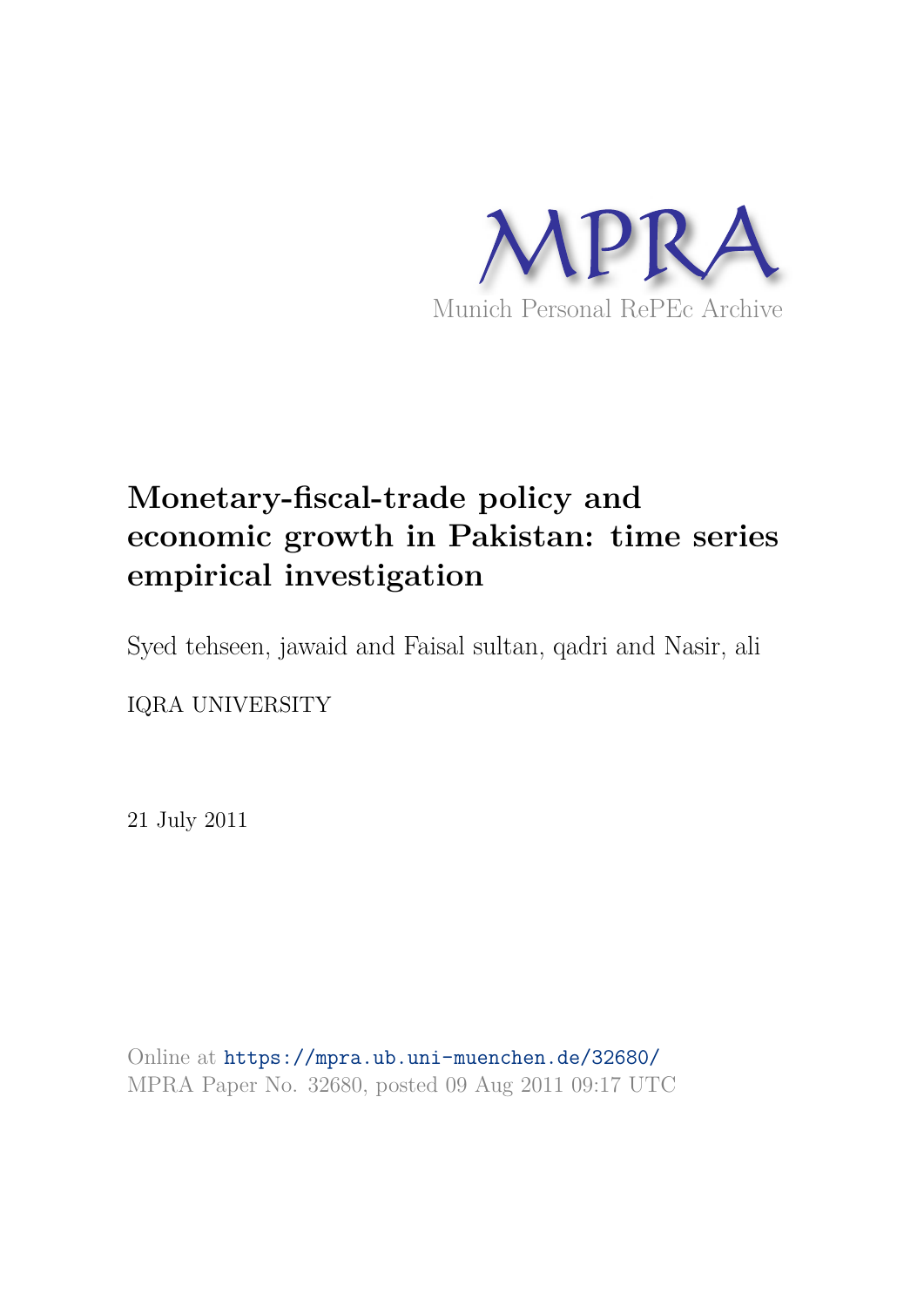MPRA

Munich Personal RePEc Archive

# Monetary-fiscal-trade policy and economic growth in Pakistan: time series empirical investigation

Syed tehseen, jawaid and Faisal sultan, qadri and Nasir, ali

IQRA UNIVERSITY

21 July 2011

Online at https://mpra.ub.uni-muenchen.de/32680/
MPRA Paper No. 32680, posted 09 Aug 2011 09:17 UTC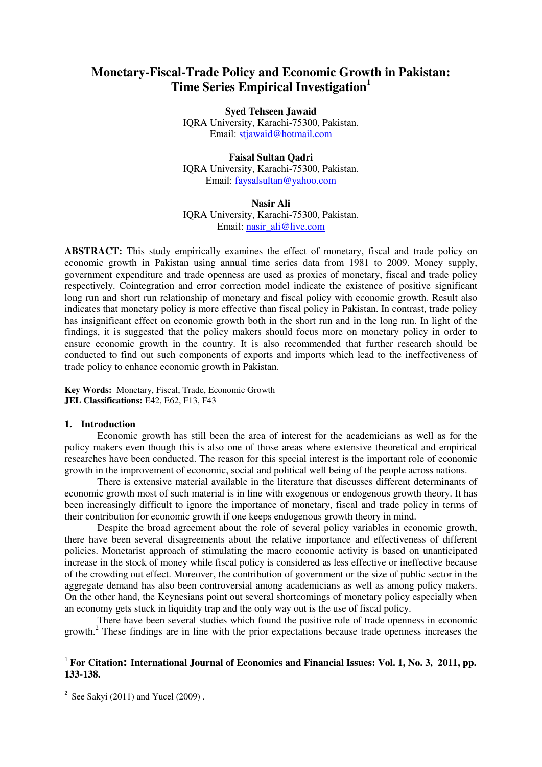# Monetary-Fiscal-Trade Policy and Economic Growth in Pakistan: Time Series Empirical Investigation[1]

**Syed Tehseen Jawaid**
IQRA University, Karachi-75300, Pakistan.
Email: stjawaid@hotmail.com

**Faisal Sultan Qadri**
IQRA University, Karachi-75300, Pakistan.
Email: faysalsultan@yahoo.com

**Nasir Ali**
IQRA University, Karachi-75300, Pakistan.
Email: nasir_ali@live.com

**ABSTRACT:** This study empirically examines the effect of monetary, fiscal and trade policy on economic growth in Pakistan using annual time series data from 1981 to 2009. Money supply, government expenditure and trade openness are used as proxies of monetary, fiscal and trade policy respectively. Cointegration and error correction model indicate the existence of positive significant long run and short run relationship of monetary and fiscal policy with economic growth. Result also indicates that monetary policy is more effective than fiscal policy in Pakistan. In contrast, trade policy has insignificant effect on economic growth both in the short run and in the long run. In light of the findings, it is suggested that the policy makers should focus more on monetary policy in order to ensure economic growth in the country. It is also recommended that further research should be conducted to find out such components of exports and imports which lead to the ineffectiveness of trade policy to enhance economic growth in Pakistan.

**Key Words:** Monetary, Fiscal, Trade, Economic Growth
**JEL Classifications:** E42, E62, F13, F43

## 1. Introduction

Economic growth has still been the area of interest for the academicians as well as for the policy makers even though this is also one of those areas where extensive theoretical and empirical researches have been conducted. The reason for this special interest is the important role of economic growth in the improvement of economic, social and political well being of the people across nations.

There is extensive material available in the literature that discusses different determinants of economic growth most of such material is in line with exogenous or endogenous growth theory. It has been increasingly difficult to ignore the importance of monetary, fiscal and trade policy in terms of their contribution for economic growth if one keeps endogenous growth theory in mind.

Despite the broad agreement about the role of several policy variables in economic growth, there have been several disagreements about the relative importance and effectiveness of different policies. Monetarist approach of stimulating the macro economic activity is based on unanticipated increase in the stock of money while fiscal policy is considered as less effective or ineffective because of the crowding out effect. Moreover, the contribution of government or the size of public sector in the aggregate demand has also been controversial among academicians as well as among policy makers. On the other hand, the Keynesians point out several shortcomings of monetary policy especially when an economy gets stuck in liquidity trap and the only way out is the use of fiscal policy.

There have been several studies which found the positive role of trade openness in economic growth.[2] These findings are in line with the prior expectations because trade openness increases the

---

[1] **For Citation: International Journal of Economics and Financial Issues: Vol. 1, No. 3, 2011, pp. 133-138.**

[2] See Sakyi (2011) and Yucel (2009) .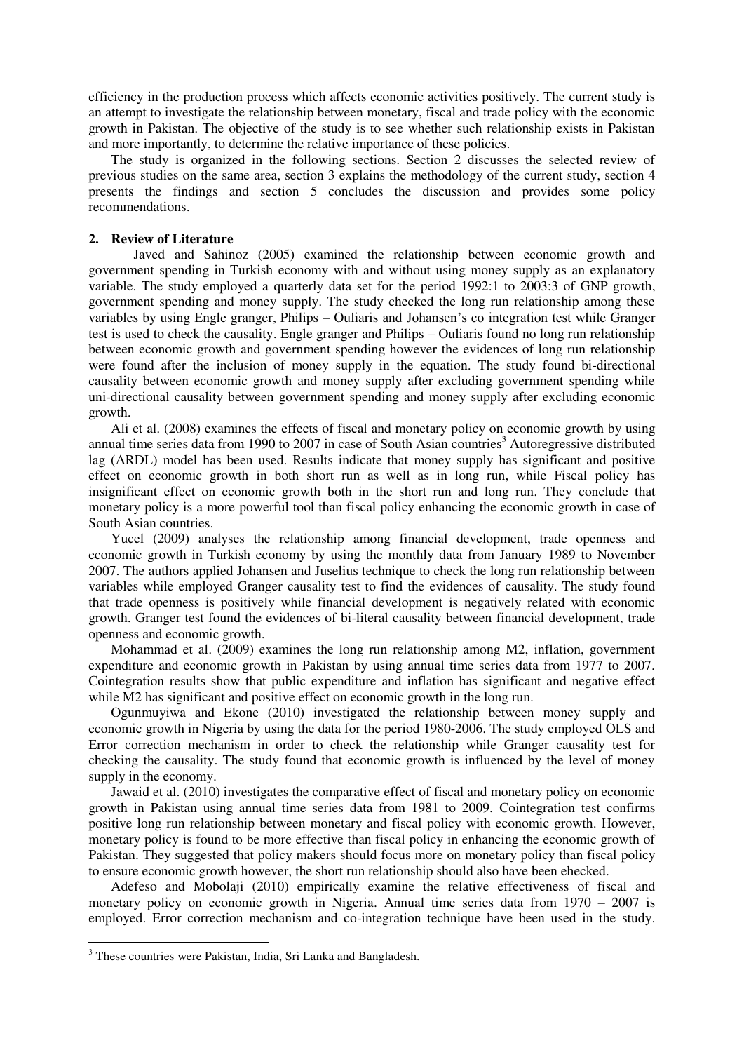efficiency in the production process which affects economic activities positively. The current study is an attempt to investigate the relationship between monetary, fiscal and trade policy with the economic growth in Pakistan. The objective of the study is to see whether such relationship exists in Pakistan and more importantly, to determine the relative importance of these policies.

The study is organized in the following sections. Section 2 discusses the selected review of previous studies on the same area, section 3 explains the methodology of the current study, section 4 presents the findings and section 5 concludes the discussion and provides some policy recommendations.

## 2. Review of Literature

Javed and Sahinoz (2005) examined the relationship between economic growth and government spending in Turkish economy with and without using money supply as an explanatory variable. The study employed a quarterly data set for the period 1992:1 to 2003:3 of GNP growth, government spending and money supply. The study checked the long run relationship among these variables by using Engle granger, Philips – Ouliaris and Johansen's co integration test while Granger test is used to check the causality. Engle granger and Philips – Ouliaris found no long run relationship between economic growth and government spending however the evidences of long run relationship were found after the inclusion of money supply in the equation. The study found bi-directional causality between economic growth and money supply after excluding government spending while uni-directional causality between government spending and money supply after excluding economic growth.

Ali et al. (2008) examines the effects of fiscal and monetary policy on economic growth by using annual time series data from 1990 to 2007 in case of South Asian countries[3] Autoregressive distributed lag (ARDL) model has been used. Results indicate that money supply has significant and positive effect on economic growth in both short run as well as in long run, while Fiscal policy has insignificant effect on economic growth both in the short run and long run. They conclude that monetary policy is a more powerful tool than fiscal policy enhancing the economic growth in case of South Asian countries.

Yucel (2009) analyses the relationship among financial development, trade openness and economic growth in Turkish economy by using the monthly data from January 1989 to November 2007. The authors applied Johansen and Juselius technique to check the long run relationship between variables while employed Granger causality test to find the evidences of causality. The study found that trade openness is positively while financial development is negatively related with economic growth. Granger test found the evidences of bi-literal causality between financial development, trade openness and economic growth.

Mohammad et al. (2009) examines the long run relationship among M2, inflation, government expenditure and economic growth in Pakistan by using annual time series data from 1977 to 2007. Cointegration results show that public expenditure and inflation has significant and negative effect while M2 has significant and positive effect on economic growth in the long run.

Ogunmuyiwa and Ekone (2010) investigated the relationship between money supply and economic growth in Nigeria by using the data for the period 1980-2006. The study employed OLS and Error correction mechanism in order to check the relationship while Granger causality test for checking the causality. The study found that economic growth is influenced by the level of money supply in the economy.

Jawaid et al. (2010) investigates the comparative effect of fiscal and monetary policy on economic growth in Pakistan using annual time series data from 1981 to 2009. Cointegration test confirms positive long run relationship between monetary and fiscal policy with economic growth. However, monetary policy is found to be more effective than fiscal policy in enhancing the economic growth of Pakistan. They suggested that policy makers should focus more on monetary policy than fiscal policy to ensure economic growth however, the short run relationship should also have been checked.

Adefeso and Mobolaji (2010) empirically examine the relative effectiveness of fiscal and monetary policy on economic growth in Nigeria. Annual time series data from 1970 – 2007 is employed. Error correction mechanism and co-integration technique have been used in the study.

[3] These countries were Pakistan, India, Sri Lanka and Bangladesh.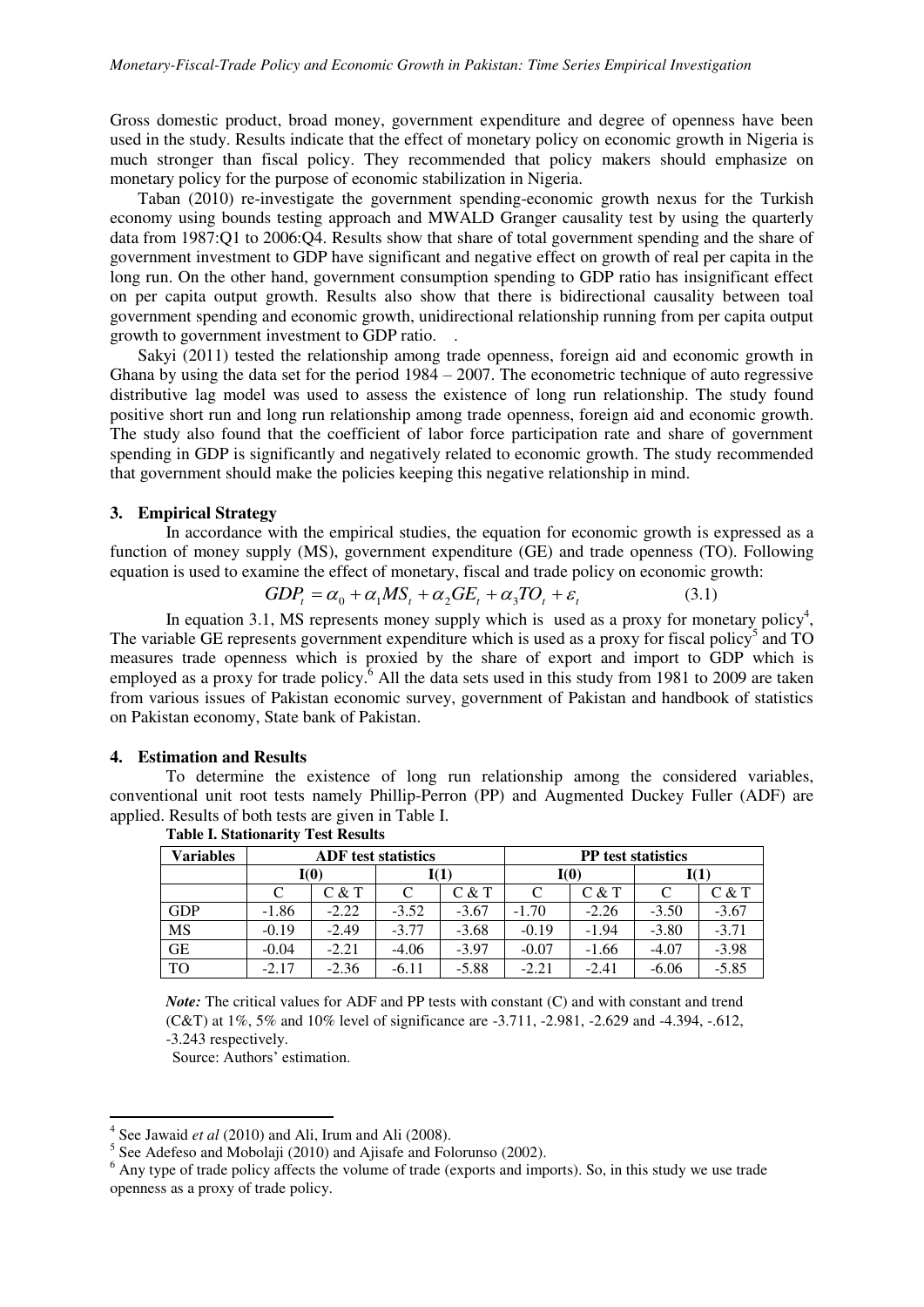Gross domestic product, broad money, government expenditure and degree of openness have been used in the study. Results indicate that the effect of monetary policy on economic growth in Nigeria is much stronger than fiscal policy. They recommended that policy makers should emphasize on monetary policy for the purpose of economic stabilization in Nigeria.

Taban (2010) re-investigate the government spending-economic growth nexus for the Turkish economy using bounds testing approach and MWALD Granger causality test by using the quarterly data from 1987:Q1 to 2006:Q4. Results show that share of total government spending and the share of government investment to GDP have significant and negative effect on growth of real per capita in the long run. On the other hand, government consumption spending to GDP ratio has insignificant effect on per capita output growth. Results also show that there is bidirectional causality between toal government spending and economic growth, unidirectional relationship running from per capita output growth to government investment to GDP ratio. .

Sakyi (2011) tested the relationship among trade openness, foreign aid and economic growth in Ghana by using the data set for the period 1984 – 2007. The econometric technique of auto regressive distributive lag model was used to assess the existence of long run relationship. The study found positive short run and long run relationship among trade openness, foreign aid and economic growth. The study also found that the coefficient of labor force participation rate and share of government spending in GDP is significantly and negatively related to economic growth. The study recommended that government should make the policies keeping this negative relationship in mind.

## 3. Empirical Strategy

In accordance with the empirical studies, the equation for economic growth is expressed as a function of money supply (MS), government expenditure (GE) and trade openness (TO). Following equation is used to examine the effect of monetary, fiscal and trade policy on economic growth:

$$GDP_t = \alpha_0 + \alpha_1 MS_t + \alpha_2 GE_t + \alpha_3 TO_t + \varepsilon_t \qquad (3.1)$$

In equation 3.1, MS represents money supply which is used as a proxy for monetary policy[4], The variable GE represents government expenditure which is used as a proxy for fiscal policy[5] and TO measures trade openness which is proxied by the share of export and import to GDP which is employed as a proxy for trade policy.[6] All the data sets used in this study from 1981 to 2009 are taken from various issues of Pakistan economic survey, government of Pakistan and handbook of statistics on Pakistan economy, State bank of Pakistan.

## 4. Estimation and Results

To determine the existence of long run relationship among the considered variables, conventional unit root tests namely Phillip-Perron (PP) and Augmented Duckey Fuller (ADF) are applied. Results of both tests are given in Table I.

**Table I. Stationarity Test Results**

| Variables | ADF test statistics | | | | PP test statistics | | | |
|---|---|---|---|---|---|---|---|---|
| | I(0) | | I(1) | | I(0) | | I(1) | |
| | C | C & T | C | C & T | C | C & T | C | C & T |
| GDP | -1.86 | -2.22 | -3.52 | -3.67 | -1.70 | -2.26 | -3.50 | -3.67 |
| MS | -0.19 | -2.49 | -3.77 | -3.68 | -0.19 | -1.94 | -3.80 | -3.71 |
| GE | -0.04 | -2.21 | -4.06 | -3.97 | -0.07 | -1.66 | -4.07 | -3.98 |
| TO | -2.17 | -2.36 | -6.11 | -5.88 | -2.21 | -2.41 | -6.06 | -5.85 |

*Note:* The critical values for ADF and PP tests with constant (C) and with constant and trend (C&T) at 1%, 5% and 10% level of significance are -3.711, -2.981, -2.629 and -4.394, -.612, -3.243 respectively.

Source: Authors' estimation.

---

[4] See Jawaid *et al* (2010) and Ali, Irum and Ali (2008).

[5] See Adefeso and Mobolaji (2010) and Ajisafe and Folorunso (2002).

[6] Any type of trade policy affects the volume of trade (exports and imports). So, in this study we use trade openness as a proxy of trade policy.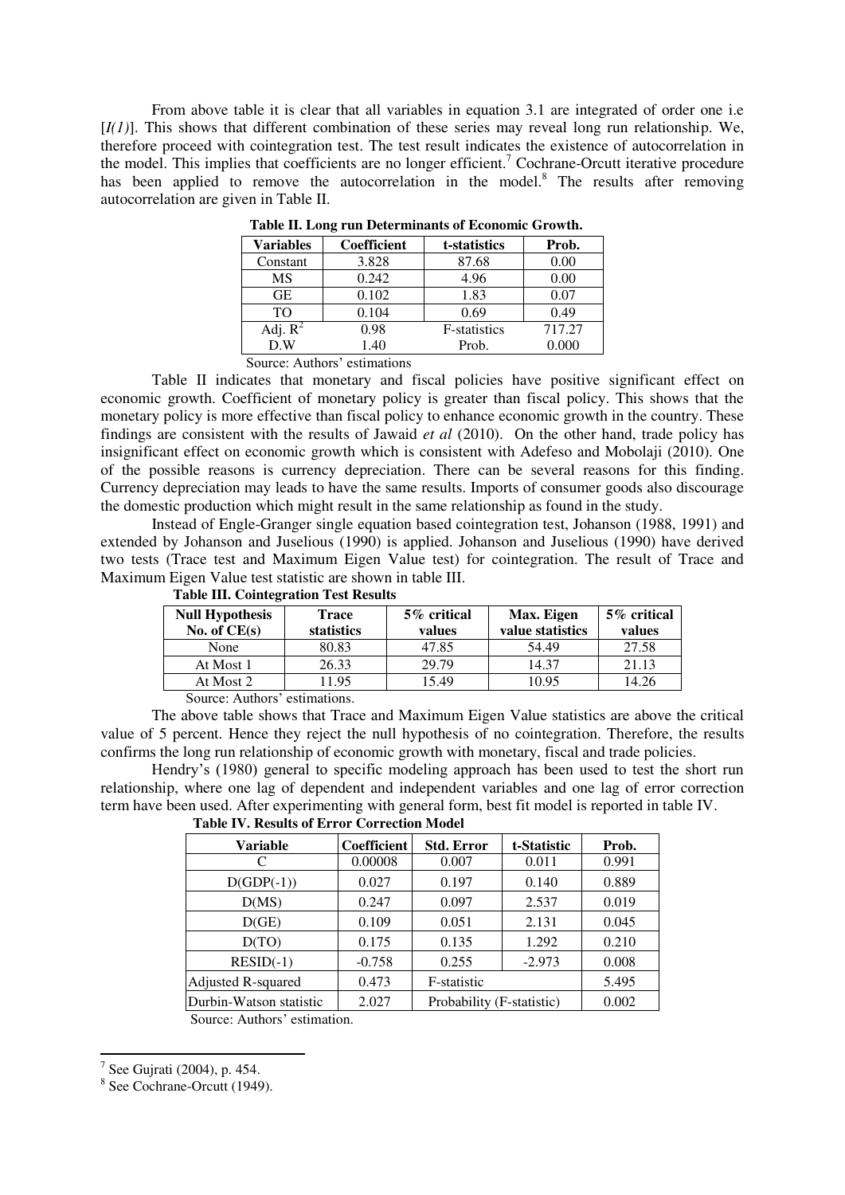From above table it is clear that all variables in equation 3.1 are integrated of order one i.e [*I(1)*]. This shows that different combination of these series may reveal long run relationship. We, therefore proceed with cointegration test. The test result indicates the existence of autocorrelation in the model. This implies that coefficients are no longer efficient.[7] Cochrane-Orcutt iterative procedure has been applied to remove the autocorrelation in the model.[8] The results after removing autocorrelation are given in Table II.

**Table II. Long run Determinants of Economic Growth.**

| Variables | Coefficient | t-statistics | Prob. |
|---|---|---|---|
| Constant | 3.828 | 87.68 | 0.00 |
| MS | 0.242 | 4.96 | 0.00 |
| GE | 0.102 | 1.83 | 0.07 |
| TO | 0.104 | 0.69 | 0.49 |
| Adj. $R^2$ | 0.98 | F-statistics | 717.27 |
| D.W | 1.40 | Prob. | 0.000 |

Source: Authors' estimations

Table II indicates that monetary and fiscal policies have positive significant effect on economic growth. Coefficient of monetary policy is greater than fiscal policy. This shows that the monetary policy is more effective than fiscal policy to enhance economic growth in the country. These findings are consistent with the results of Jawaid *et al* (2010). On the other hand, trade policy has insignificant effect on economic growth which is consistent with Adefeso and Mobolaji (2010). One of the possible reasons is currency depreciation. There can be several reasons for this finding. Currency depreciation may leads to have the same results. Imports of consumer goods also discourage the domestic production which might result in the same relationship as found in the study.

Instead of Engle-Granger single equation based cointegration test, Johanson (1988, 1991) and extended by Johanson and Juselious (1990) is applied. Johanson and Juselious (1990) have derived two tests (Trace test and Maximum Eigen Value test) for cointegration. The result of Trace and Maximum Eigen Value test statistic are shown in table III.

**Table III. Cointegration Test Results**

| Null Hypothesis No. of CE(s) | Trace statistics | 5% critical values | Max. Eigen value statistics | 5% critical values |
|---|---|---|---|---|
| None | 80.83 | 47.85 | 54.49 | 27.58 |
| At Most 1 | 26.33 | 29.79 | 14.37 | 21.13 |
| At Most 2 | 11.95 | 15.49 | 10.95 | 14.26 |

Source: Authors' estimations.

The above table shows that Trace and Maximum Eigen Value statistics are above the critical value of 5 percent. Hence they reject the null hypothesis of no cointegration. Therefore, the results confirms the long run relationship of economic growth with monetary, fiscal and trade policies.

Hendry's (1980) general to specific modeling approach has been used to test the short run relationship, where one lag of dependent and independent variables and one lag of error correction term have been used. After experimenting with general form, best fit model is reported in table IV.

**Table IV. Results of Error Correction Model**

| Variable | Coefficient | Std. Error | t-Statistic | Prob. |
|---|---|---|---|---|
| C | 0.00008 | 0.007 | 0.011 | 0.991 |
| D(GDP(-1)) | 0.027 | 0.197 | 0.140 | 0.889 |
| D(MS) | 0.247 | 0.097 | 2.537 | 0.019 |
| D(GE) | 0.109 | 0.051 | 2.131 | 0.045 |
| D(TO) | 0.175 | 0.135 | 1.292 | 0.210 |
| RESID(-1) | -0.758 | 0.255 | -2.973 | 0.008 |
| Adjusted R-squared | 0.473 | F-statistic | | 5.495 |
| Durbin-Watson statistic | 2.027 | Probability (F-statistic) | | 0.002 |

Source: Authors' estimation.

---

[7] See Gujrati (2004), p. 454.

[8] See Cochrane-Orcutt (1949).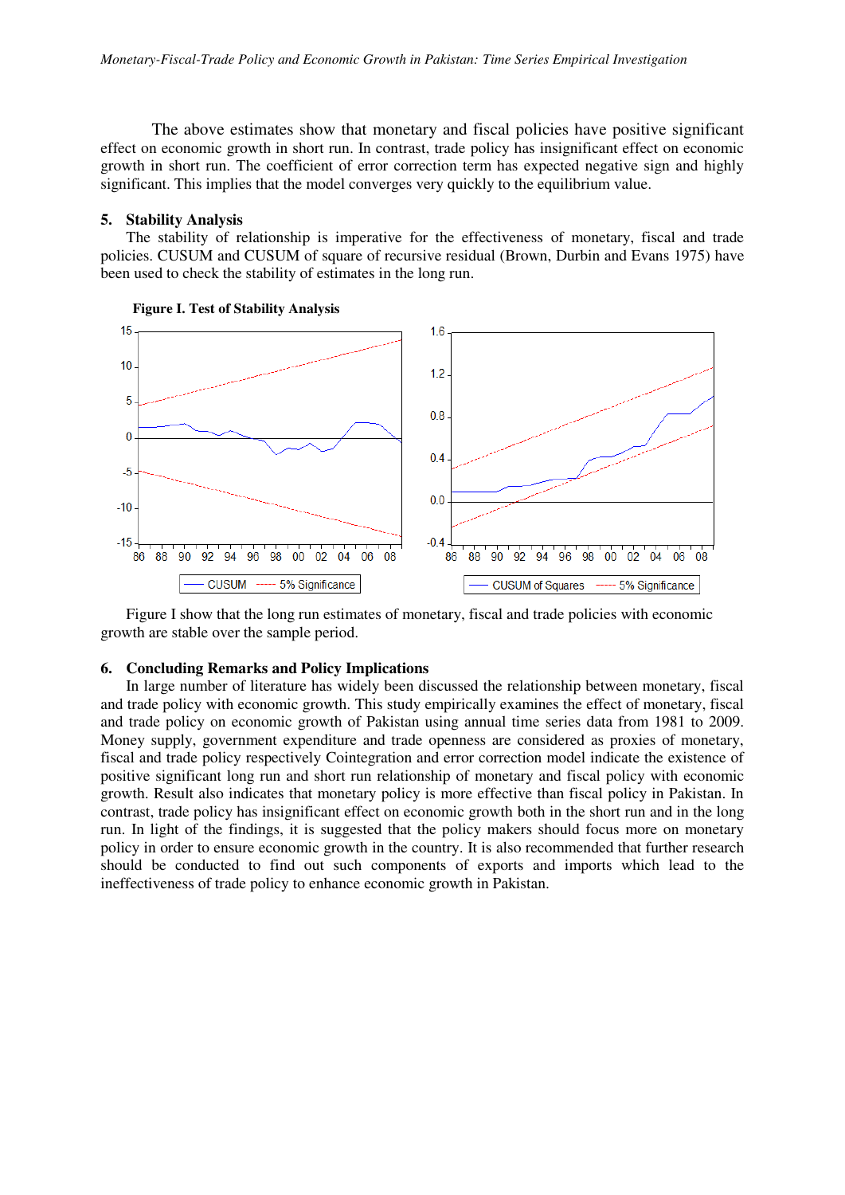The above estimates show that monetary and fiscal policies have positive significant effect on economic growth in short run. In contrast, trade policy has insignificant effect on economic growth in short run. The coefficient of error correction term has expected negative sign and highly significant. This implies that the model converges very quickly to the equilibrium value.

## 5. Stability Analysis

The stability of relationship is imperative for the effectiveness of monetary, fiscal and trade policies. CUSUM and CUSUM of square of recursive residual (Brown, Durbin and Evans 1975) have been used to check the stability of estimates in the long run.

**Figure I. Test of Stability Analysis**

Figure I show that the long run estimates of monetary, fiscal and trade policies with economic growth are stable over the sample period.

## 6. Concluding Remarks and Policy Implications

In large number of literature has widely been discussed the relationship between monetary, fiscal and trade policy with economic growth. This study empirically examines the effect of monetary, fiscal and trade policy on economic growth of Pakistan using annual time series data from 1981 to 2009. Money supply, government expenditure and trade openness are considered as proxies of monetary, fiscal and trade policy respectively Cointegration and error correction model indicate the existence of positive significant long run and short run relationship of monetary and fiscal policy with economic growth. Result also indicates that monetary policy is more effective than fiscal policy in Pakistan. In contrast, trade policy has insignificant effect on economic growth both in the short run and in the long run. In light of the findings, it is suggested that the policy makers should focus more on monetary policy in order to ensure economic growth in the country. It is also recommended that further research should be conducted to find out such components of exports and imports which lead to the ineffectiveness of trade policy to enhance economic growth in Pakistan.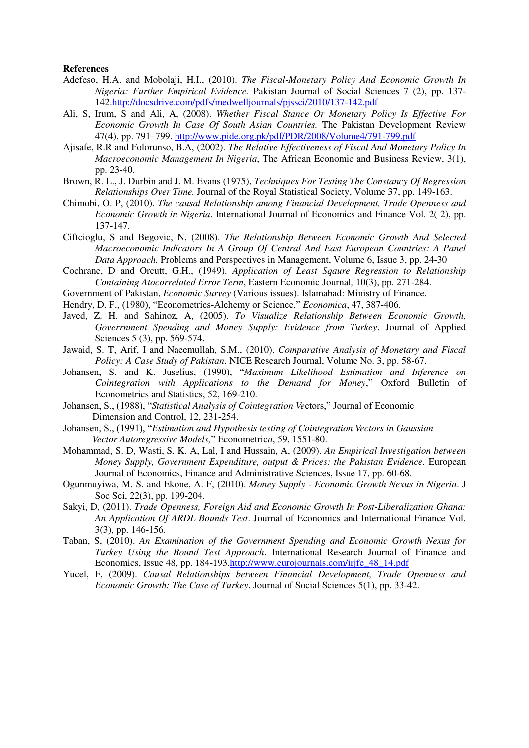**References**

Adefeso, H.A. and Mobolaji, H.I., (2010). *The Fiscal-Monetary Policy And Economic Growth In Nigeria: Further Empirical Evidence.* Pakistan Journal of Social Sciences 7 (2), pp. 137-142.http://docsdrive.com/pdfs/medwelljournals/pjssci/2010/137-142.pdf

Ali, S, Irum, S and Ali, A, (2008). *Whether Fiscal Stance Or Monetary Policy Is Effective For Economic Growth In Case Of South Asian Countries.* The Pakistan Development Review 47(4), pp. 791–799. http://www.pide.org.pk/pdf/PDR/2008/Volume4/791-799.pdf

Ajisafe, R.R and Folorunso, B.A, (2002). *The Relative Effectiveness of Fiscal And Monetary Policy In Macroeconomic Management In Nigeria*, The African Economic and Business Review, 3(1), pp. 23-40.

Brown, R. L., J. Durbin and J. M. Evans (1975), *Techniques For Testing The Constancy Of Regression Relationships Over Time.* Journal of the Royal Statistical Society, Volume 37, pp. 149-163.

Chimobi, O. P, (2010). *The causal Relationship among Financial Development, Trade Openness and Economic Growth in Nigeria*. International Journal of Economics and Finance Vol. 2( 2), pp. 137-147.

Ciftcioglu, S and Begovic, N, (2008). *The Relationship Between Economic Growth And Selected Macroeconomic Indicators In A Group Of Central And East European Countries: A Panel Data Approach.* Problems and Perspectives in Management, Volume 6, Issue 3, pp. 24-30

Cochrane, D and Orcutt, G.H., (1949). *Application of Least Sqaure Regression to Relationship Containing Atocorrelated Error Term*, Eastern Economic Journal*,* 10(3), pp. 271-284.

Government of Pakistan, *Economic Survey* (Various issues). Islamabad: Ministry of Finance.

Hendry, D. F., (1980), "Econometrics-Alchemy or Science," *Economica*, 47, 387-406.

Javed, Z. H. and Sahinoz, A, (2005). *To Visualize Relationship Between Economic Growth, Goverrnment Spending and Money Supply: Evidence from Turkey*. Journal of Applied Sciences 5 (3), pp. 569-574.

Jawaid, S. T, Arif, I and Naeemullah, S.M., (2010). *Comparative Analysis of Monetary and Fiscal Policy: A Case Study of Pakistan*. NICE Research Journal, Volume No. 3, pp. 58-67.

Johansen, S. and K. Juselius, (1990), "*Maximum Likelihood Estimation and Inference on Cointegration with Applications to the Demand for Money*," Oxford Bulletin of Econometrics and Statistics, 52, 169-210.

Johansen, S., (1988), "*Statistical Analysis of Cointegration Ve*ctors," Journal of Economic Dimension and Control, 12, 231-254.

Johansen, S., (1991), "*Estimation and Hypothesis testing of Cointegration Vectors in Gaussian Vector Autoregressive Models,*" Econometric*a*, 59, 1551-80.

Mohammad, S. D, Wasti, S. K. A, Lal, I and Hussain, A, (2009). *An Empirical Investigation between Money Supply, Government Expenditure, output & Prices: the Pakistan Evidence.* European Journal of Economics, Finance and Administrative Sciences, Issue 17, pp. 60-68.

Ogunmuyiwa, M. S. and Ekone, A. F, (2010). *Money Supply - Economic Growth Nexus in Nigeria*. J Soc Sci, 22(3), pp. 199-204.

Sakyi, D, (2011). *Trade Openness, Foreign Aid and Economic Growth In Post-Liberalization Ghana: An Application Of ARDL Bounds Test*. Journal of Economics and International Finance Vol. 3(3), pp. 146-156.

Taban, S, (2010). *An Examination of the Government Spending and Economic Growth Nexus for Turkey Using the Bound Test Approach*. International Research Journal of Finance and Economics, Issue 48, pp. 184-193.http://www.eurojournals.com/irjfe_48_14.pdf

Yucel, F, (2009). *Causal Relationships between Financial Development, Trade Openness and Economic Growth: The Case of Turkey*. Journal of Social Sciences 5(1), pp. 33-42.